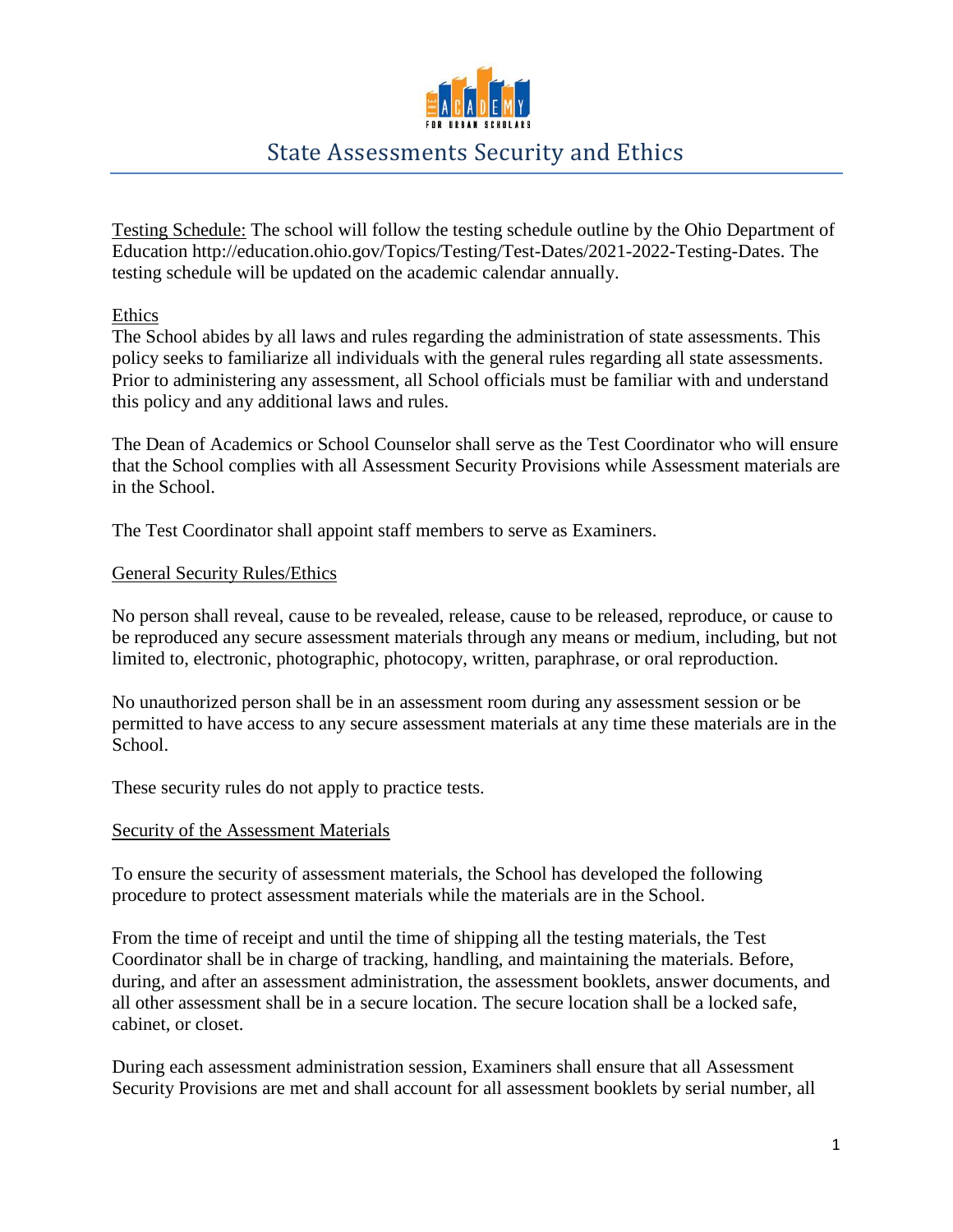# State Assessments Security and Ethics

Testing Schedule: The school will follow the testing schedule outline by the Ohio Department of Education http://education.ohio.gov/Topics/Testing/Test-Dates/2021-2022-Testing-Dates. The testing schedule will be updated on the academic calendar annually.

## Ethics

The School abides by all laws and rules regarding the administration of state assessments. This policy seeks to familiarize all individuals with the general rules regarding all state assessments. Prior to administering any assessment, all School officials must be familiar with and understand this policy and any additional laws and rules.

The Dean of Academics or School Counselor shall serve as the Test Coordinator who will ensure that the School complies with all Assessment Security Provisions while Assessment materials are in the School.

The Test Coordinator shall appoint staff members to serve as Examiners.

## General Security Rules/Ethics

No person shall reveal, cause to be revealed, release, cause to be released, reproduce, or cause to be reproduced any secure assessment materials through any means or medium, including, but not limited to, electronic, photographic, photocopy, written, paraphrase, or oral reproduction.

No unauthorized person shall be in an assessment room during any assessment session or be permitted to have access to any secure assessment materials at any time these materials are in the School.

These security rules do not apply to practice tests.

## Security of the Assessment Materials

To ensure the security of assessment materials, the School has developed the following procedure to protect assessment materials while the materials are in the School.

From the time of receipt and until the time of shipping all the testing materials, the Test Coordinator shall be in charge of tracking, handling, and maintaining the materials. Before, during, and after an assessment administration, the assessment booklets, answer documents, and all other assessment shall be in a secure location. The secure location shall be a locked safe, cabinet, or closet.

During each assessment administration session, Examiners shall ensure that all Assessment Security Provisions are met and shall account for all assessment booklets by serial number, all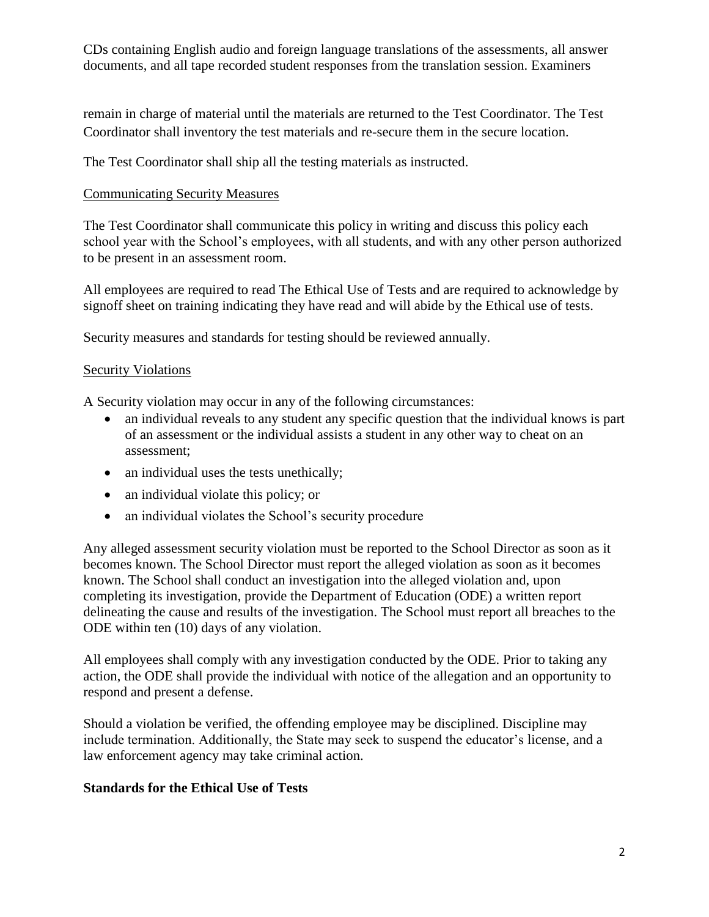CDs containing English audio and foreign language translations of the assessments, all answer documents, and all tape recorded student responses from the translation session. Examiners remain in charge of material until the materials are returned to the Test Coordinator. The Test Coordinator shall inventory the test materials and re-secure them in the secure location.

The Test Coordinator shall ship all the testing materials as instructed.

<u>Communicating Security Measures</u>

The Test Coordinator shall communicate this policy in writing and discuss this policy each school year with the School's employees, with all students, and with any other person authorized to be present in an assessment room.

All employees are required to read The Ethical Use of Tests and are required to acknowledge by signoff sheet on training indicating they have read and will abide by the Ethical use of tests.

Security measures and standards for testing should be reviewed annually.

<u>Security Violations</u>

A Security violation may occur in any of the following circumstances:

- an individual reveals to any student any specific question that the individual knows is part of an assessment or the individual assists a student in any other way to cheat on an assessment;
- an individual uses the tests unethically;
- an individual violate this policy; or
- an individual violates the School's security procedure

Any alleged assessment security violation must be reported to the School Director as soon as it becomes known. The School Director must report the alleged violation as soon as it becomes known. The School shall conduct an investigation into the alleged violation and, upon completing its investigation, provide the Department of Education (ODE) a written report delineating the cause and results of the investigation. The School must report all breaches to the ODE within ten (10) days of any violation.

All employees shall comply with any investigation conducted by the ODE. Prior to taking any action, the ODE shall provide the individual with notice of the allegation and an opportunity to respond and present a defense.

Should a violation be verified, the offending employee may be disciplined. Discipline may include termination. Additionally, the State may seek to suspend the educator's license, and a law enforcement agency may take criminal action.

**Standards for the Ethical Use of Tests**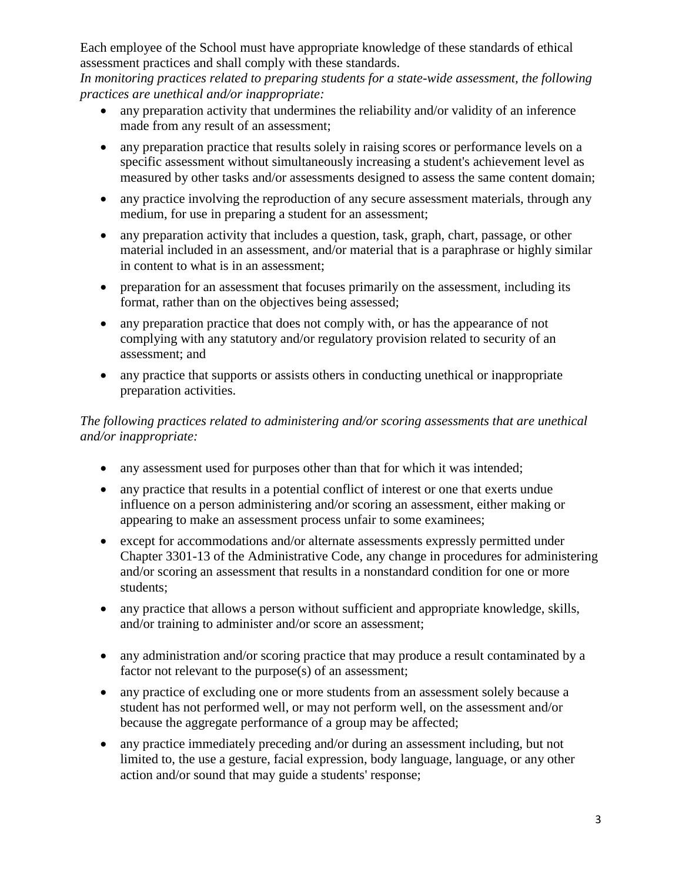Each employee of the School must have appropriate knowledge of these standards of ethical assessment practices and shall comply with these standards.

*In monitoring practices related to preparing students for a state-wide assessment, the following practices are unethical and/or inappropriate:*

- any preparation activity that undermines the reliability and/or validity of an inference made from any result of an assessment;
- any preparation practice that results solely in raising scores or performance levels on a specific assessment without simultaneously increasing a student's achievement level as measured by other tasks and/or assessments designed to assess the same content domain;
- any practice involving the reproduction of any secure assessment materials, through any medium, for use in preparing a student for an assessment;
- any preparation activity that includes a question, task, graph, chart, passage, or other material included in an assessment, and/or material that is a paraphrase or highly similar in content to what is in an assessment;
- preparation for an assessment that focuses primarily on the assessment, including its format, rather than on the objectives being assessed;
- any preparation practice that does not comply with, or has the appearance of not complying with any statutory and/or regulatory provision related to security of an assessment; and
- any practice that supports or assists others in conducting unethical or inappropriate preparation activities.

*The following practices related to administering and/or scoring assessments that are unethical and/or inappropriate:*

- any assessment used for purposes other than that for which it was intended;
- any practice that results in a potential conflict of interest or one that exerts undue influence on a person administering and/or scoring an assessment, either making or appearing to make an assessment process unfair to some examinees;
- except for accommodations and/or alternate assessments expressly permitted under Chapter 3301-13 of the Administrative Code, any change in procedures for administering and/or scoring an assessment that results in a nonstandard condition for one or more students;
- any practice that allows a person without sufficient and appropriate knowledge, skills, and/or training to administer and/or score an assessment;
- any administration and/or scoring practice that may produce a result contaminated by a factor not relevant to the purpose(s) of an assessment;
- any practice of excluding one or more students from an assessment solely because a student has not performed well, or may not perform well, on the assessment and/or because the aggregate performance of a group may be affected;
- any practice immediately preceding and/or during an assessment including, but not limited to, the use a gesture, facial expression, body language, language, or any other action and/or sound that may guide a students' response;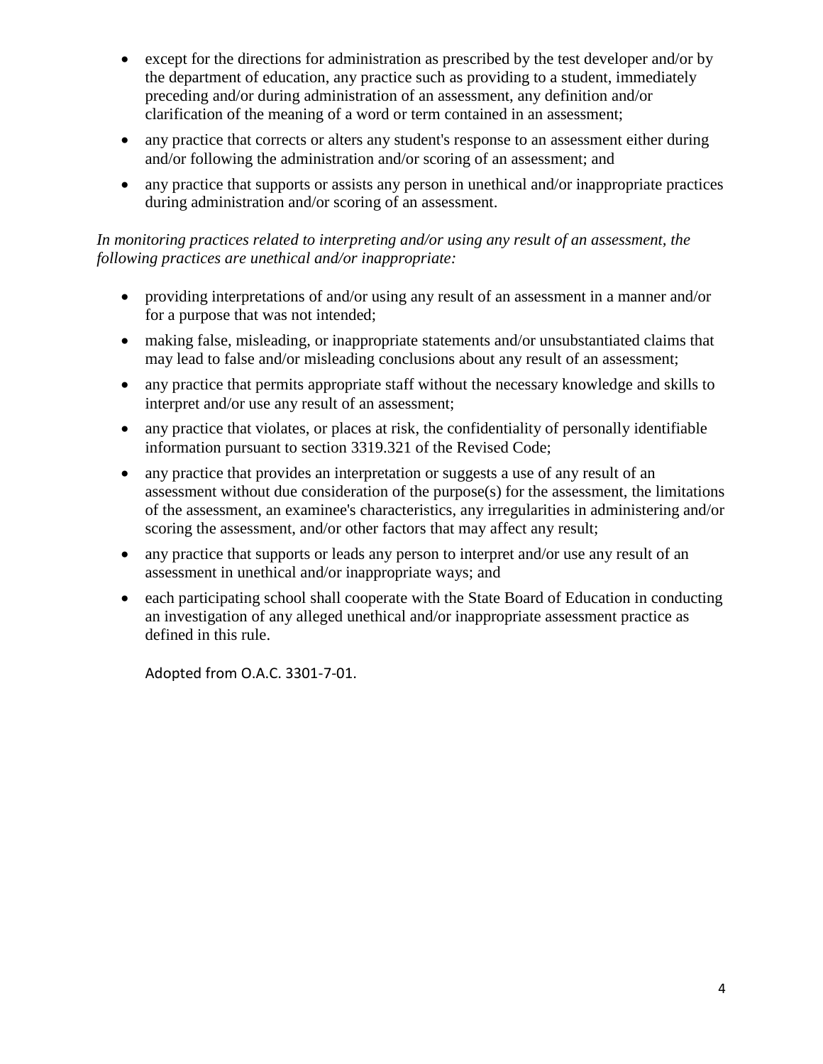- except for the directions for administration as prescribed by the test developer and/or by the department of education, any practice such as providing to a student, immediately preceding and/or during administration of an assessment, any definition and/or clarification of the meaning of a word or term contained in an assessment;
- any practice that corrects or alters any student's response to an assessment either during and/or following the administration and/or scoring of an assessment; and
- any practice that supports or assists any person in unethical and/or inappropriate practices during administration and/or scoring of an assessment.

*In monitoring practices related to interpreting and/or using any result of an assessment, the following practices are unethical and/or inappropriate:*

- providing interpretations of and/or using any result of an assessment in a manner and/or for a purpose that was not intended;
- making false, misleading, or inappropriate statements and/or unsubstantiated claims that may lead to false and/or misleading conclusions about any result of an assessment;
- any practice that permits appropriate staff without the necessary knowledge and skills to interpret and/or use any result of an assessment;
- any practice that violates, or places at risk, the confidentiality of personally identifiable information pursuant to section 3319.321 of the Revised Code;
- any practice that provides an interpretation or suggests a use of any result of an assessment without due consideration of the purpose(s) for the assessment, the limitations of the assessment, an examinee's characteristics, any irregularities in administering and/or scoring the assessment, and/or other factors that may affect any result;
- any practice that supports or leads any person to interpret and/or use any result of an assessment in unethical and/or inappropriate ways; and
- each participating school shall cooperate with the State Board of Education in conducting an investigation of any alleged unethical and/or inappropriate assessment practice as defined in this rule.

Adopted from O.A.C. 3301-7-01.